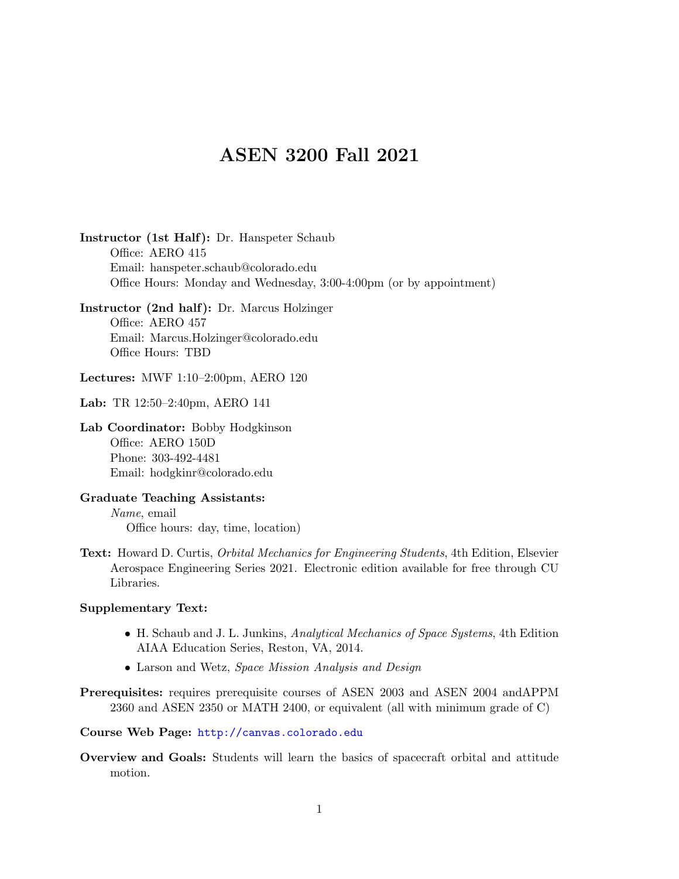# ASEN 3200 Fall 2021

**Instructor (1st Half):** Dr. Hanspeter Schaub
Office: AERO 415
Email: hanspeter.schaub@colorado.edu
Office Hours: Monday and Wednesday, 3:00-4:00pm (or by appointment)

**Instructor (2nd half):** Dr. Marcus Holzinger
Office: AERO 457
Email: Marcus.Holzinger@colorado.edu
Office Hours: TBD

**Lectures:** MWF 1:10–2:00pm, AERO 120

**Lab:** TR 12:50–2:40pm, AERO 141

**Lab Coordinator:** Bobby Hodgkinson
Office: AERO 150D
Phone: 303-492-4481
Email: hodgkinr@colorado.edu

**Graduate Teaching Assistants:**
*Name*, email
Office hours: day, time, location)

**Text:** Howard D. Curtis, *Orbital Mechanics for Engineering Students*, 4th Edition, Elsevier Aerospace Engineering Series 2021. Electronic edition available for free through CU Libraries.

**Supplementary Text:**

- H. Schaub and J. L. Junkins, *Analytical Mechanics of Space Systems*, 4th Edition AIAA Education Series, Reston, VA, 2014.
- Larson and Wetz, *Space Mission Analysis and Design*

**Prerequisites:** requires prerequisite courses of ASEN 2003 and ASEN 2004 andAPPM 2360 and ASEN 2350 or MATH 2400, or equivalent (all with minimum grade of C)

**Course Web Page:** http://canvas.colorado.edu

**Overview and Goals:** Students will learn the basics of spacecraft orbital and attitude motion.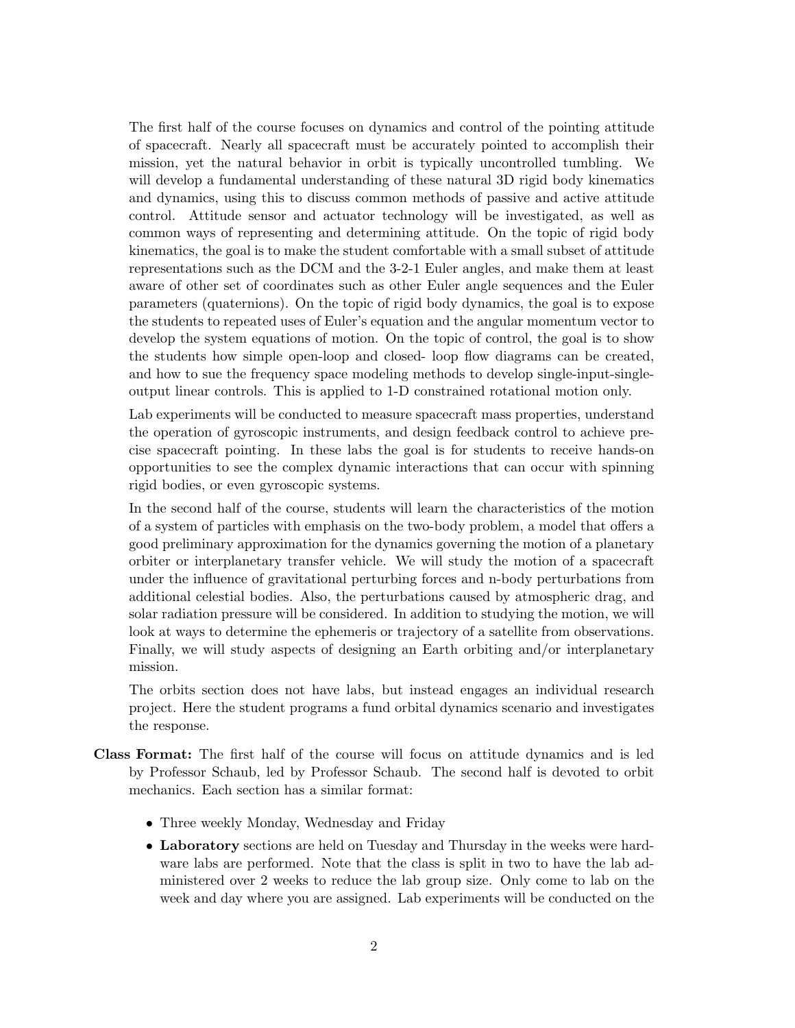The first half of the course focuses on dynamics and control of the pointing attitude of spacecraft. Nearly all spacecraft must be accurately pointed to accomplish their mission, yet the natural behavior in orbit is typically uncontrolled tumbling. We will develop a fundamental understanding of these natural 3D rigid body kinematics and dynamics, using this to discuss common methods of passive and active attitude control. Attitude sensor and actuator technology will be investigated, as well as common ways of representing and determining attitude. On the topic of rigid body kinematics, the goal is to make the student comfortable with a small subset of attitude representations such as the DCM and the 3-2-1 Euler angles, and make them at least aware of other set of coordinates such as other Euler angle sequences and the Euler parameters (quaternions). On the topic of rigid body dynamics, the goal is to expose the students to repeated uses of Euler's equation and the angular momentum vector to develop the system equations of motion. On the topic of control, the goal is to show the students how simple open-loop and closed- loop flow diagrams can be created, and how to sue the frequency space modeling methods to develop single-input-single-output linear controls. This is applied to 1-D constrained rotational motion only.

Lab experiments will be conducted to measure spacecraft mass properties, understand the operation of gyroscopic instruments, and design feedback control to achieve precise spacecraft pointing. In these labs the goal is for students to receive hands-on opportunities to see the complex dynamic interactions that can occur with spinning rigid bodies, or even gyroscopic systems.

In the second half of the course, students will learn the characteristics of the motion of a system of particles with emphasis on the two-body problem, a model that offers a good preliminary approximation for the dynamics governing the motion of a planetary orbiter or interplanetary transfer vehicle. We will study the motion of a spacecraft under the influence of gravitational perturbing forces and n-body perturbations from additional celestial bodies. Also, the perturbations caused by atmospheric drag, and solar radiation pressure will be considered. In addition to studying the motion, we will look at ways to determine the ephemeris or trajectory of a satellite from observations. Finally, we will study aspects of designing an Earth orbiting and/or interplanetary mission.

The orbits section does not have labs, but instead engages an individual research project. Here the student programs a fund orbital dynamics scenario and investigates the response.

**Class Format:** The first half of the course will focus on attitude dynamics and is led by Professor Schaub, led by Professor Schaub. The second half is devoted to orbit mechanics. Each section has a similar format:

- Three weekly Monday, Wednesday and Friday
- **Laboratory** sections are held on Tuesday and Thursday in the weeks were hardware labs are performed. Note that the class is split in two to have the lab administered over 2 weeks to reduce the lab group size. Only come to lab on the week and day where you are assigned. Lab experiments will be conducted on the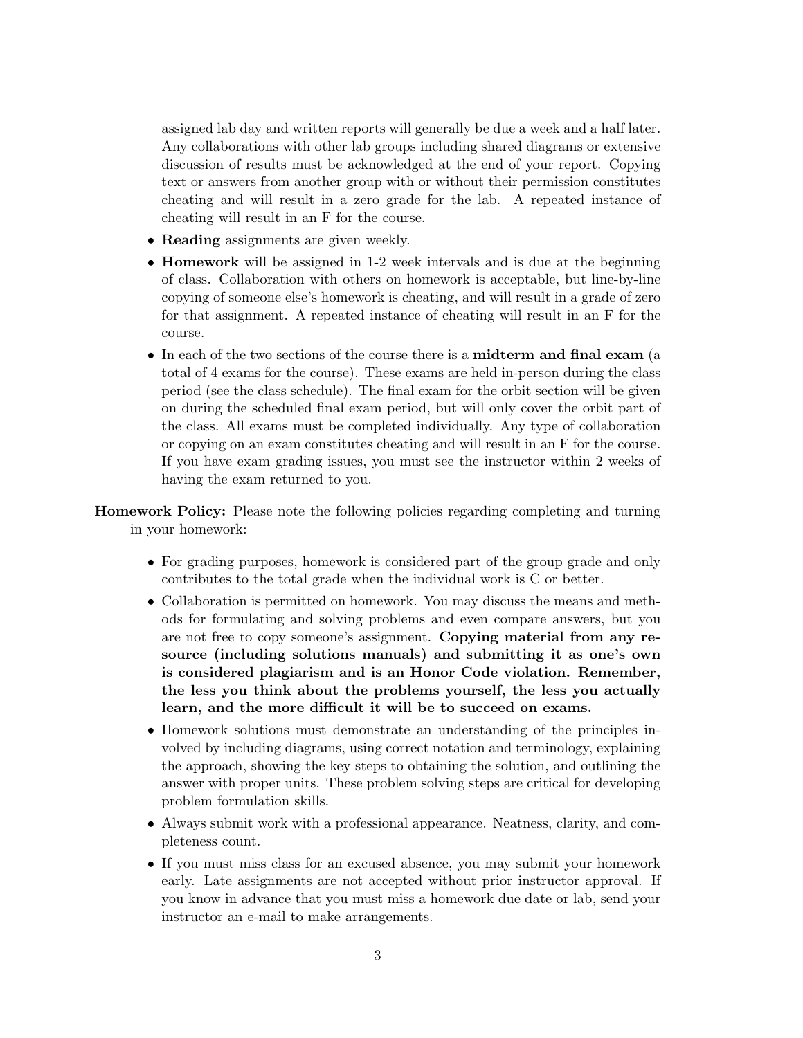assigned lab day and written reports will generally be due a week and a half later. Any collaborations with other lab groups including shared diagrams or extensive discussion of results must be acknowledged at the end of your report. Copying text or answers from another group with or without their permission constitutes cheating and will result in a zero grade for the lab. A repeated instance of cheating will result in an F for the course.

- **Reading** assignments are given weekly.
- **Homework** will be assigned in 1-2 week intervals and is due at the beginning of class. Collaboration with others on homework is acceptable, but line-by-line copying of someone else's homework is cheating, and will result in a grade of zero for that assignment. A repeated instance of cheating will result in an F for the course.
- In each of the two sections of the course there is a **midterm and final exam** (a total of 4 exams for the course). These exams are held in-person during the class period (see the class schedule). The final exam for the orbit section will be given on during the scheduled final exam period, but will only cover the orbit part of the class. All exams must be completed individually. Any type of collaboration or copying on an exam constitutes cheating and will result in an F for the course. If you have exam grading issues, you must see the instructor within 2 weeks of having the exam returned to you.

**Homework Policy:** Please note the following policies regarding completing and turning in your homework:

- For grading purposes, homework is considered part of the group grade and only contributes to the total grade when the individual work is C or better.
- Collaboration is permitted on homework. You may discuss the means and methods for formulating and solving problems and even compare answers, but you are not free to copy someone's assignment. **Copying material from any resource (including solutions manuals) and submitting it as one's own is considered plagiarism and is an Honor Code violation. Remember, the less you think about the problems yourself, the less you actually learn, and the more difficult it will be to succeed on exams.**
- Homework solutions must demonstrate an understanding of the principles involved by including diagrams, using correct notation and terminology, explaining the approach, showing the key steps to obtaining the solution, and outlining the answer with proper units. These problem solving steps are critical for developing problem formulation skills.
- Always submit work with a professional appearance. Neatness, clarity, and completeness count.
- If you must miss class for an excused absence, you may submit your homework early. Late assignments are not accepted without prior instructor approval. If you know in advance that you must miss a homework due date or lab, send your instructor an e-mail to make arrangements.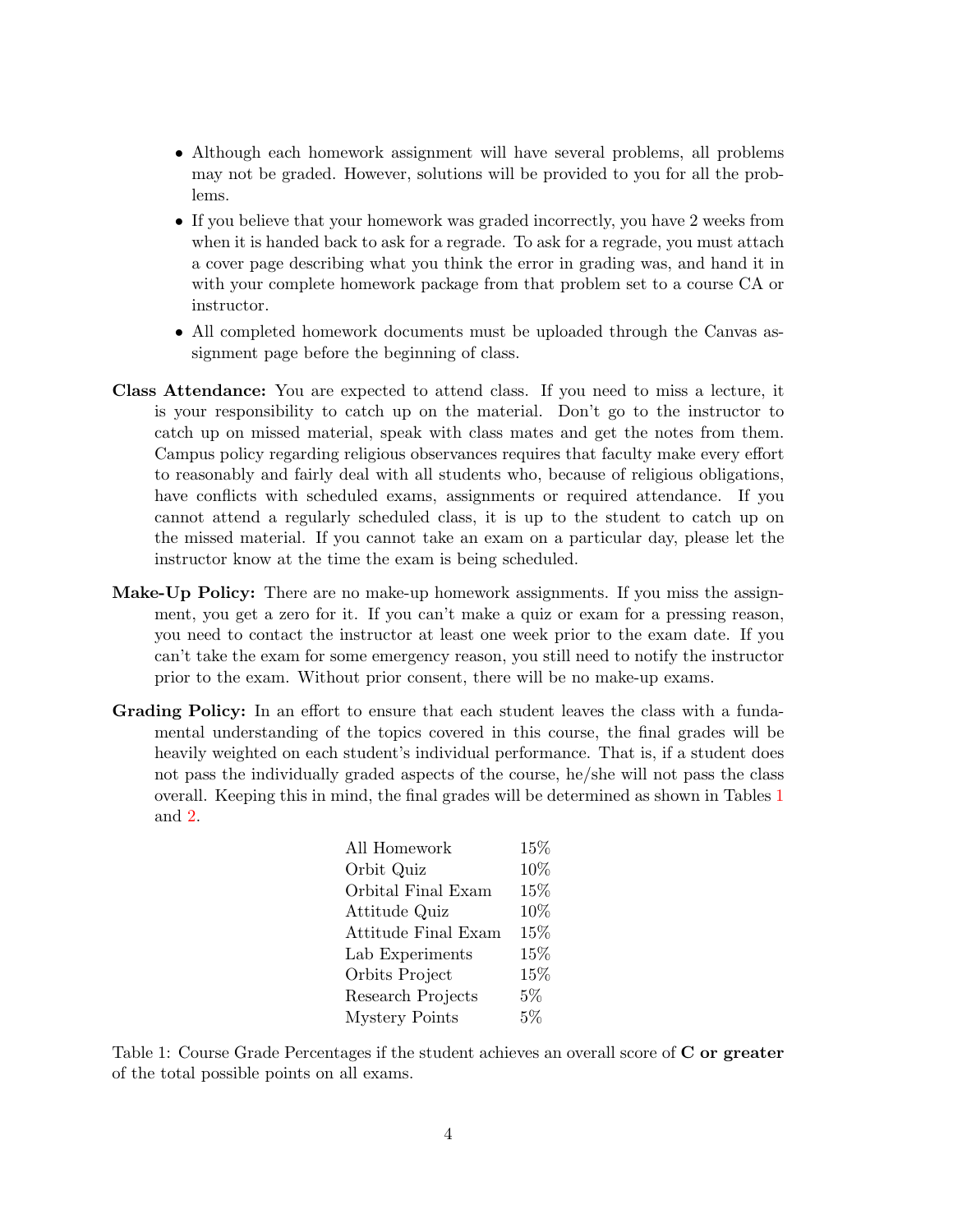- Although each homework assignment will have several problems, all problems may not be graded. However, solutions will be provided to you for all the problems.
- If you believe that your homework was graded incorrectly, you have 2 weeks from when it is handed back to ask for a regrade. To ask for a regrade, you must attach a cover page describing what you think the error in grading was, and hand it in with your complete homework package from that problem set to a course CA or instructor.
- All completed homework documents must be uploaded through the Canvas assignment page before the beginning of class.

**Class Attendance:** You are expected to attend class. If you need to miss a lecture, it is your responsibility to catch up on the material. Don't go to the instructor to catch up on missed material, speak with class mates and get the notes from them. Campus policy regarding religious observances requires that faculty make every effort to reasonably and fairly deal with all students who, because of religious obligations, have conflicts with scheduled exams, assignments or required attendance. If you cannot attend a regularly scheduled class, it is up to the student to catch up on the missed material. If you cannot take an exam on a particular day, please let the instructor know at the time the exam is being scheduled.

**Make-Up Policy:** There are no make-up homework assignments. If you miss the assignment, you get a zero for it. If you can't make a quiz or exam for a pressing reason, you need to contact the instructor at least one week prior to the exam date. If you can't take the exam for some emergency reason, you still need to notify the instructor prior to the exam. Without prior consent, there will be no make-up exams.

**Grading Policy:** In an effort to ensure that each student leaves the class with a fundamental understanding of the topics covered in this course, the final grades will be heavily weighted on each student's individual performance. That is, if a student does not pass the individually graded aspects of the course, he/she will not pass the class overall. Keeping this in mind, the final grades will be determined as shown in Tables 1 and 2.

| Component | Percentage |
|---|---|
| All Homework | 15% |
| Orbit Quiz | 10% |
| Orbital Final Exam | 15% |
| Attitude Quiz | 10% |
| Attitude Final Exam | 15% |
| Lab Experiments | 15% |
| Orbits Project | 15% |
| Research Projects | 5% |
| Mystery Points | 5% |

Table 1: Course Grade Percentages if the student achieves an overall score of **C or greater** of the total possible points on all exams.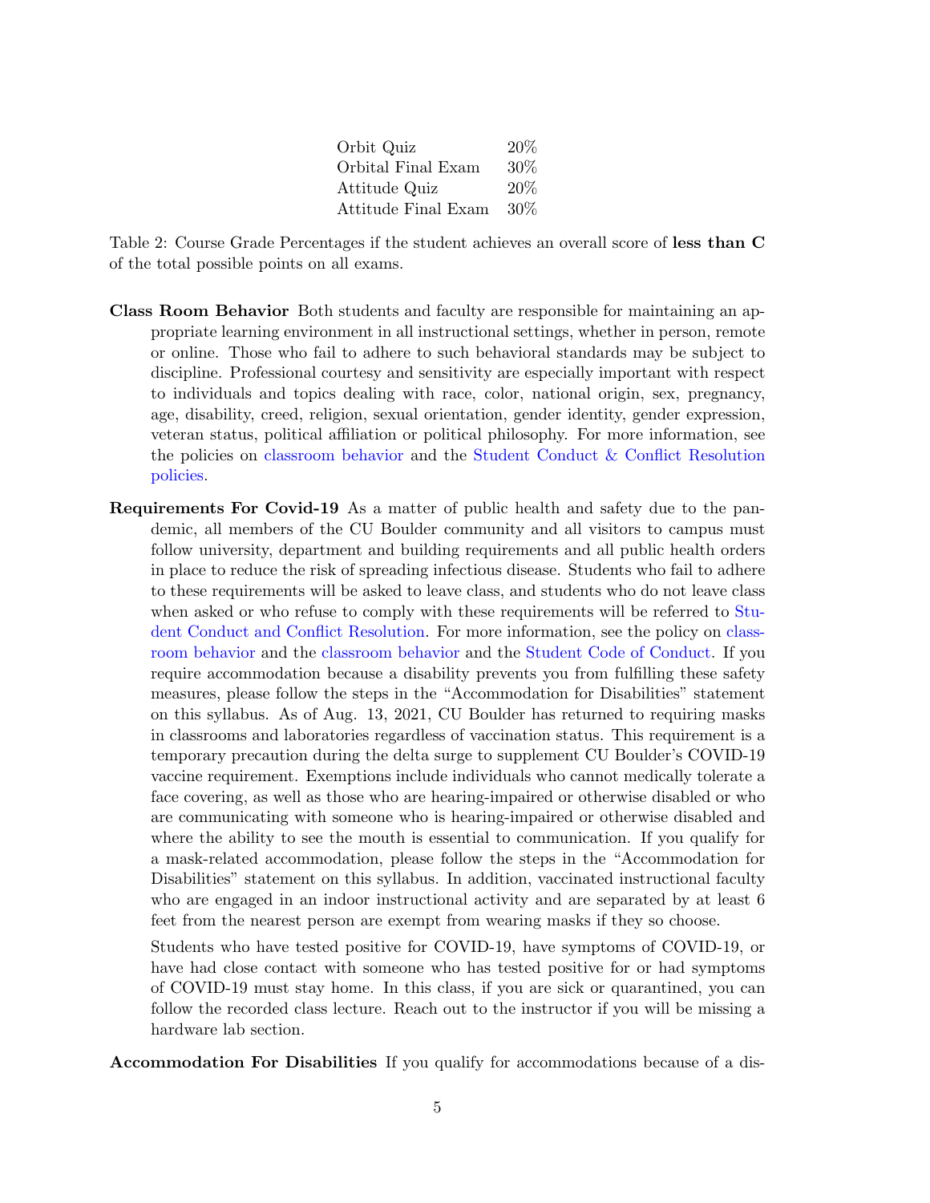| | |
|---|---|
| Orbit Quiz | 20% |
| Orbital Final Exam | 30% |
| Attitude Quiz | 20% |
| Attitude Final Exam | 30% |

Table 2: Course Grade Percentages if the student achieves an overall score of **less than C** of the total possible points on all exams.

**Class Room Behavior** Both students and faculty are responsible for maintaining an appropriate learning environment in all instructional settings, whether in person, remote or online. Those who fail to adhere to such behavioral standards may be subject to discipline. Professional courtesy and sensitivity are especially important with respect to individuals and topics dealing with race, color, national origin, sex, pregnancy, age, disability, creed, religion, sexual orientation, gender identity, gender expression, veteran status, political affiliation or political philosophy. For more information, see the policies on classroom behavior and the Student Conduct & Conflict Resolution policies.

**Requirements For Covid-19** As a matter of public health and safety due to the pandemic, all members of the CU Boulder community and all visitors to campus must follow university, department and building requirements and all public health orders in place to reduce the risk of spreading infectious disease. Students who fail to adhere to these requirements will be asked to leave class, and students who do not leave class when asked or who refuse to comply with these requirements will be referred to Student Conduct and Conflict Resolution. For more information, see the policy on classroom behavior and the classroom behavior and the Student Code of Conduct. If you require accommodation because a disability prevents you from fulfilling these safety measures, please follow the steps in the "Accommodation for Disabilities" statement on this syllabus. As of Aug. 13, 2021, CU Boulder has returned to requiring masks in classrooms and laboratories regardless of vaccination status. This requirement is a temporary precaution during the delta surge to supplement CU Boulder's COVID-19 vaccine requirement. Exemptions include individuals who cannot medically tolerate a face covering, as well as those who are hearing-impaired or otherwise disabled or who are communicating with someone who is hearing-impaired or otherwise disabled and where the ability to see the mouth is essential to communication. If you qualify for a mask-related accommodation, please follow the steps in the "Accommodation for Disabilities" statement on this syllabus. In addition, vaccinated instructional faculty who are engaged in an indoor instructional activity and are separated by at least 6 feet from the nearest person are exempt from wearing masks if they so choose.

Students who have tested positive for COVID-19, have symptoms of COVID-19, or have had close contact with someone who has tested positive for or had symptoms of COVID-19 must stay home. In this class, if you are sick or quarantined, you can follow the recorded class lecture. Reach out to the instructor if you will be missing a hardware lab section.

**Accommodation For Disabilities** If you qualify for accommodations because of a dis-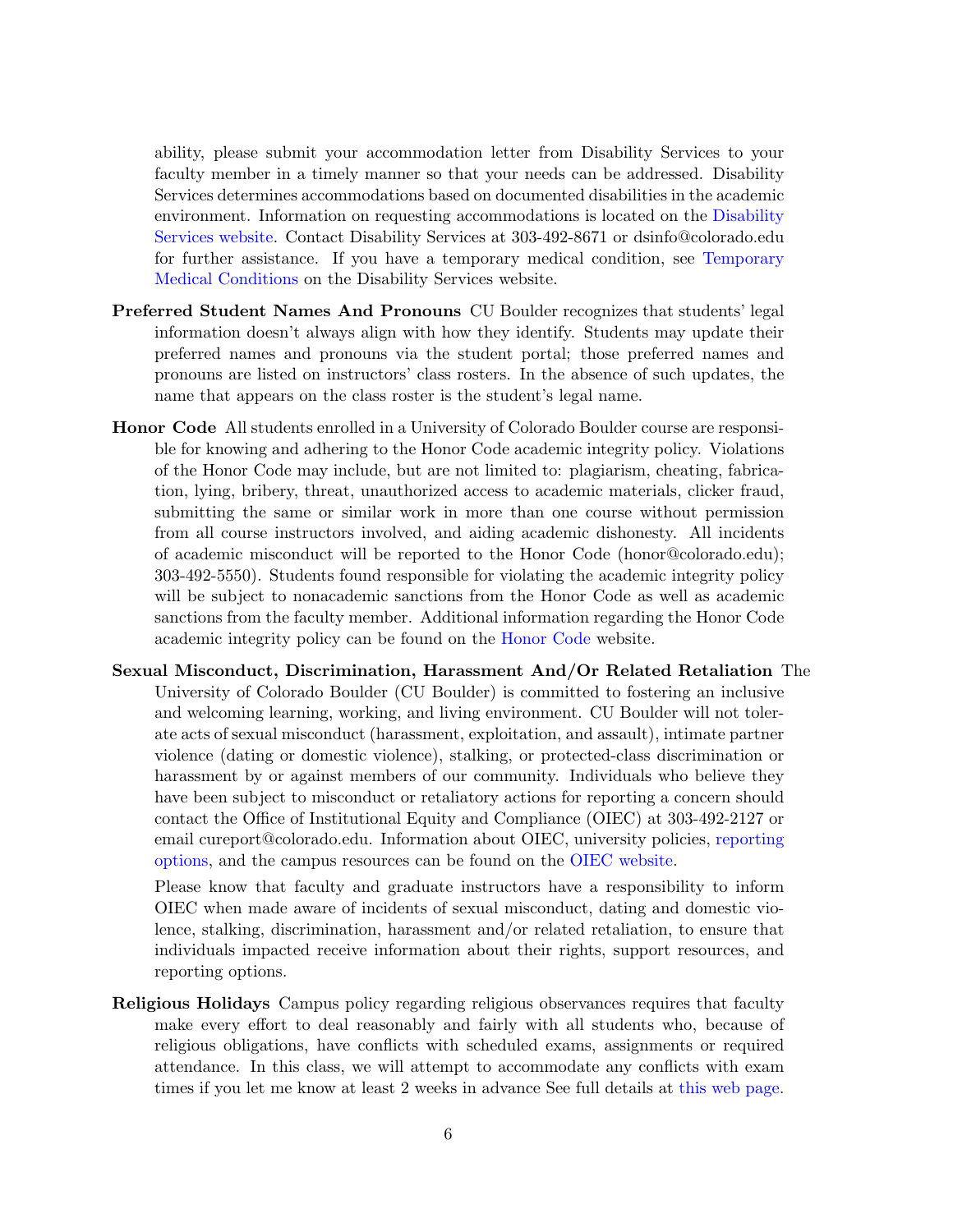ability, please submit your accommodation letter from Disability Services to your faculty member in a timely manner so that your needs can be addressed. Disability Services determines accommodations based on documented disabilities in the academic environment. Information on requesting accommodations is located on the Disability Services website. Contact Disability Services at 303-492-8671 or dsinfo@colorado.edu for further assistance. If you have a temporary medical condition, see Temporary Medical Conditions on the Disability Services website.

**Preferred Student Names And Pronouns** CU Boulder recognizes that students' legal information doesn't always align with how they identify. Students may update their preferred names and pronouns via the student portal; those preferred names and pronouns are listed on instructors' class rosters. In the absence of such updates, the name that appears on the class roster is the student's legal name.

**Honor Code** All students enrolled in a University of Colorado Boulder course are responsible for knowing and adhering to the Honor Code academic integrity policy. Violations of the Honor Code may include, but are not limited to: plagiarism, cheating, fabrication, lying, bribery, threat, unauthorized access to academic materials, clicker fraud, submitting the same or similar work in more than one course without permission from all course instructors involved, and aiding academic dishonesty. All incidents of academic misconduct will be reported to the Honor Code (honor@colorado.edu); 303-492-5550). Students found responsible for violating the academic integrity policy will be subject to nonacademic sanctions from the Honor Code as well as academic sanctions from the faculty member. Additional information regarding the Honor Code academic integrity policy can be found on the Honor Code website.

**Sexual Misconduct, Discrimination, Harassment And/Or Related Retaliation** The University of Colorado Boulder (CU Boulder) is committed to fostering an inclusive and welcoming learning, working, and living environment. CU Boulder will not tolerate acts of sexual misconduct (harassment, exploitation, and assault), intimate partner violence (dating or domestic violence), stalking, or protected-class discrimination or harassment by or against members of our community. Individuals who believe they have been subject to misconduct or retaliatory actions for reporting a concern should contact the Office of Institutional Equity and Compliance (OIEC) at 303-492-2127 or email cureport@colorado.edu. Information about OIEC, university policies, reporting options, and the campus resources can be found on the OIEC website.

Please know that faculty and graduate instructors have a responsibility to inform OIEC when made aware of incidents of sexual misconduct, dating and domestic violence, stalking, discrimination, harassment and/or related retaliation, to ensure that individuals impacted receive information about their rights, support resources, and reporting options.

**Religious Holidays** Campus policy regarding religious observances requires that faculty make every effort to deal reasonably and fairly with all students who, because of religious obligations, have conflicts with scheduled exams, assignments or required attendance. In this class, we will attempt to accommodate any conflicts with exam times if you let me know at least 2 weeks in advance See full details at this web page.